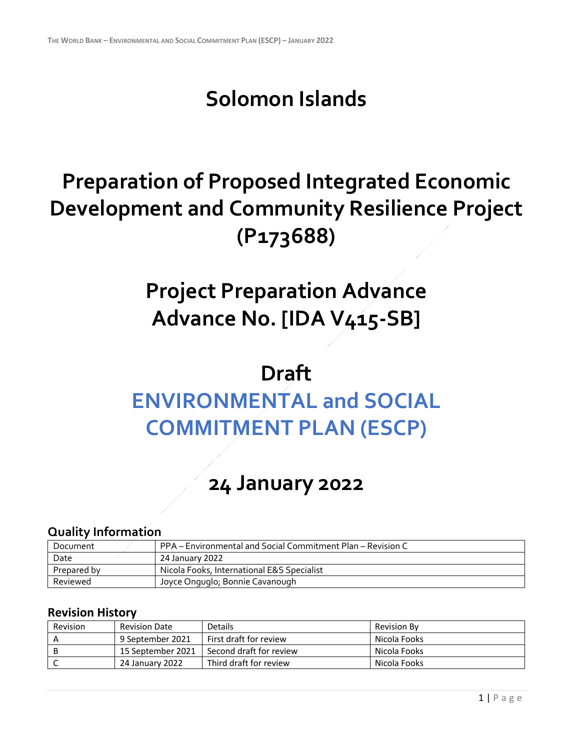# Solomon Islands

# Preparation of Proposed Integrated Economic Development and Community Resilience Project (P173688)

# Project Preparation Advance Advance No. [IDA V415-SB]

# Draft

# ENVIRONMENTAL and SOCIAL COMMITMENT PLAN (ESCP)

# 24 January 2022

### Quality Information

| Document | PPA – Environmental and Social Commitment Plan – Revision C |
|---|---|
| Date | 24 January 2022 |
| Prepared by | Nicola Fooks, International E&S Specialist |
| Reviewed | Joyce Onguglo; Bonnie Cavanough |

### Revision History

| Revision | Revision Date | Details | Revision By |
|---|---|---|---|
| A | 9 September 2021 | First draft for review | Nicola Fooks |
| B | 15 September 2021 | Second draft for review | Nicola Fooks |
| C | 24 January 2022 | Third draft for review | Nicola Fooks |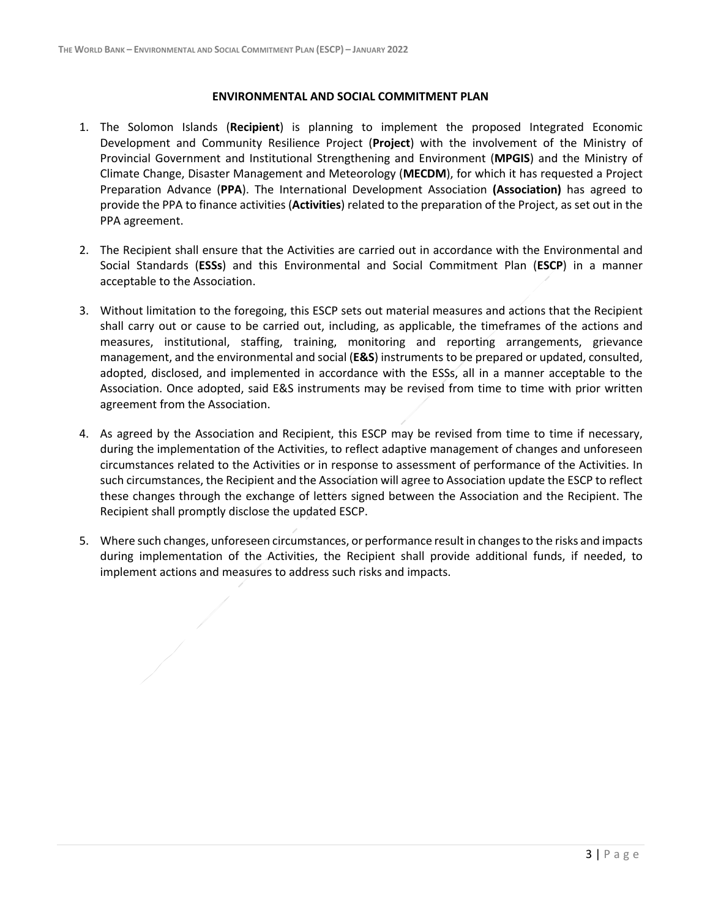## ENVIRONMENTAL AND SOCIAL COMMITMENT PLAN

1. The Solomon Islands (**Recipient**) is planning to implement the proposed Integrated Economic Development and Community Resilience Project (**Project**) with the involvement of the Ministry of Provincial Government and Institutional Strengthening and Environment (**MPGIS**) and the Ministry of Climate Change, Disaster Management and Meteorology (**MECDM**), for which it has requested a Project Preparation Advance (**PPA**). The International Development Association **(Association)** has agreed to provide the PPA to finance activities (**Activities**) related to the preparation of the Project, as set out in the PPA agreement.

2. The Recipient shall ensure that the Activities are carried out in accordance with the Environmental and Social Standards (**ESSs**) and this Environmental and Social Commitment Plan (**ESCP**) in a manner acceptable to the Association.

3. Without limitation to the foregoing, this ESCP sets out material measures and actions that the Recipient shall carry out or cause to be carried out, including, as applicable, the timeframes of the actions and measures, institutional, staffing, training, monitoring and reporting arrangements, grievance management, and the environmental and social (**E&S**) instruments to be prepared or updated, consulted, adopted, disclosed, and implemented in accordance with the ESSs, all in a manner acceptable to the Association. Once adopted, said E&S instruments may be revised from time to time with prior written agreement from the Association.

4. As agreed by the Association and Recipient, this ESCP may be revised from time to time if necessary, during the implementation of the Activities, to reflect adaptive management of changes and unforeseen circumstances related to the Activities or in response to assessment of performance of the Activities. In such circumstances, the Recipient and the Association will agree to Association update the ESCP to reflect these changes through the exchange of letters signed between the Association and the Recipient. The Recipient shall promptly disclose the updated ESCP.

5. Where such changes, unforeseen circumstances, or performance result in changes to the risks and impacts during implementation of the Activities, the Recipient shall provide additional funds, if needed, to implement actions and measures to address such risks and impacts.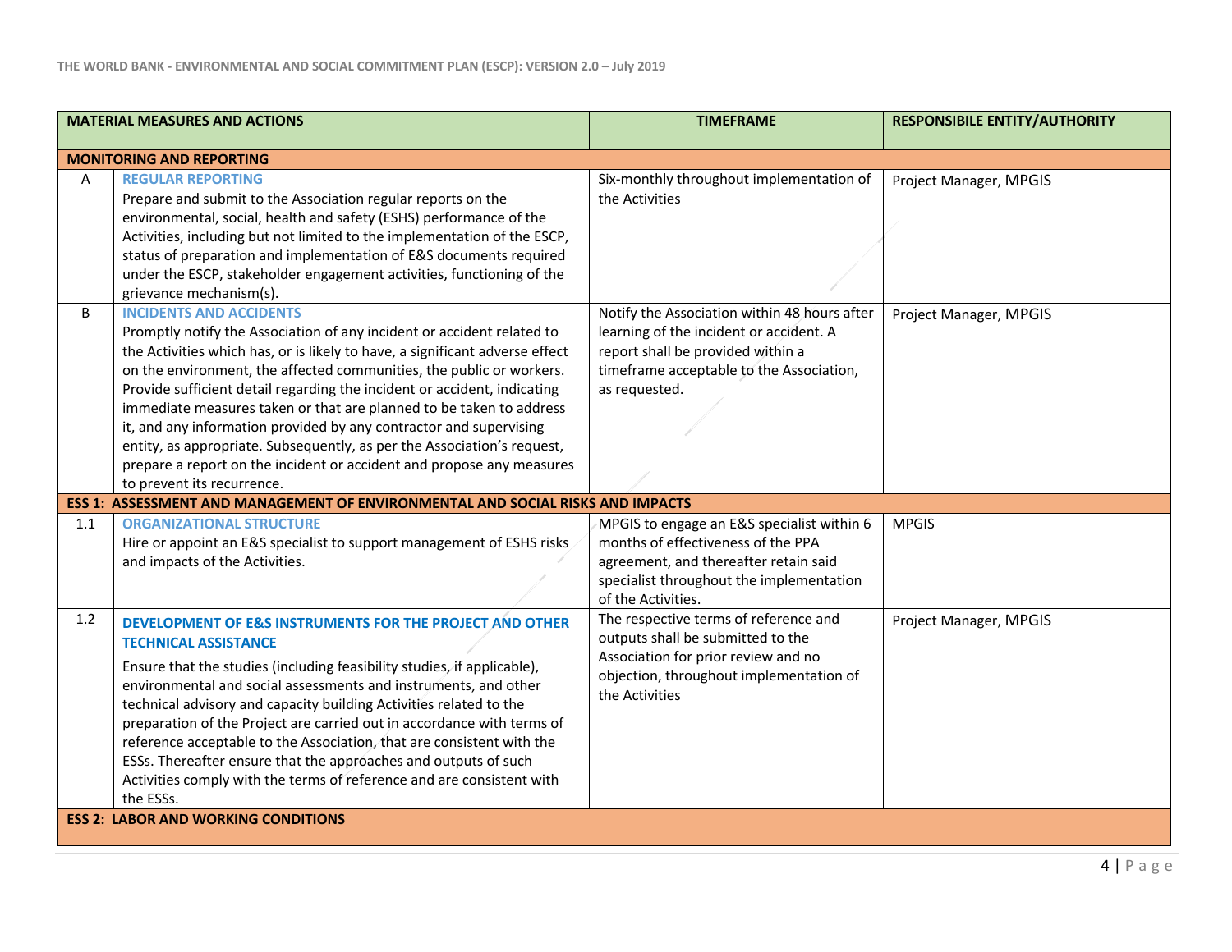| | MATERIAL MEASURES AND ACTIONS | TIMEFRAME | RESPONSIBILE ENTITY/AUTHORITY |
|---|---|---|---|
| **MONITORING AND REPORTING** | | | |
| A | **REGULAR REPORTING** Prepare and submit to the Association regular reports on the environmental, social, health and safety (ESHS) performance of the Activities, including but not limited to the implementation of the ESCP, status of preparation and implementation of E&S documents required under the ESCP, stakeholder engagement activities, functioning of the grievance mechanism(s). | Six-monthly throughout implementation of the Activities | Project Manager, MPGIS |
| B | **INCIDENTS AND ACCIDENTS** Promptly notify the Association of any incident or accident related to the Activities which has, or is likely to have, a significant adverse effect on the environment, the affected communities, the public or workers. Provide sufficient detail regarding the incident or accident, indicating immediate measures taken or that are planned to be taken to address it, and any information provided by any contractor and supervising entity, as appropriate. Subsequently, as per the Association's request, prepare a report on the incident or accident and propose any measures to prevent its recurrence. | Notify the Association within 48 hours after learning of the incident or accident. A report shall be provided within a timeframe acceptable to the Association, as requested. | Project Manager, MPGIS |
| **ESS 1: ASSESSMENT AND MANAGEMENT OF ENVIRONMENTAL AND SOCIAL RISKS AND IMPACTS** | | | |
| 1.1 | **ORGANIZATIONAL STRUCTURE** Hire or appoint an E&S specialist to support management of ESHS risks and impacts of the Activities. | MPGIS to engage an E&S specialist within 6 months of effectiveness of the PPA agreement, and thereafter retain said specialist throughout the implementation of the Activities. | MPGIS |
| 1.2 | **DEVELOPMENT OF E&S INSTRUMENTS FOR THE PROJECT AND OTHER TECHNICAL ASSISTANCE** Ensure that the studies (including feasibility studies, if applicable), environmental and social assessments and instruments, and other technical advisory and capacity building Activities related to the preparation of the Project are carried out in accordance with terms of reference acceptable to the Association, that are consistent with the ESSs. Thereafter ensure that the approaches and outputs of such Activities comply with the terms of reference and are consistent with the ESSs. | The respective terms of reference and outputs shall be submitted to the Association for prior review and no objection, throughout implementation of the Activities | Project Manager, MPGIS |
| **ESS 2: LABOR AND WORKING CONDITIONS** | | | |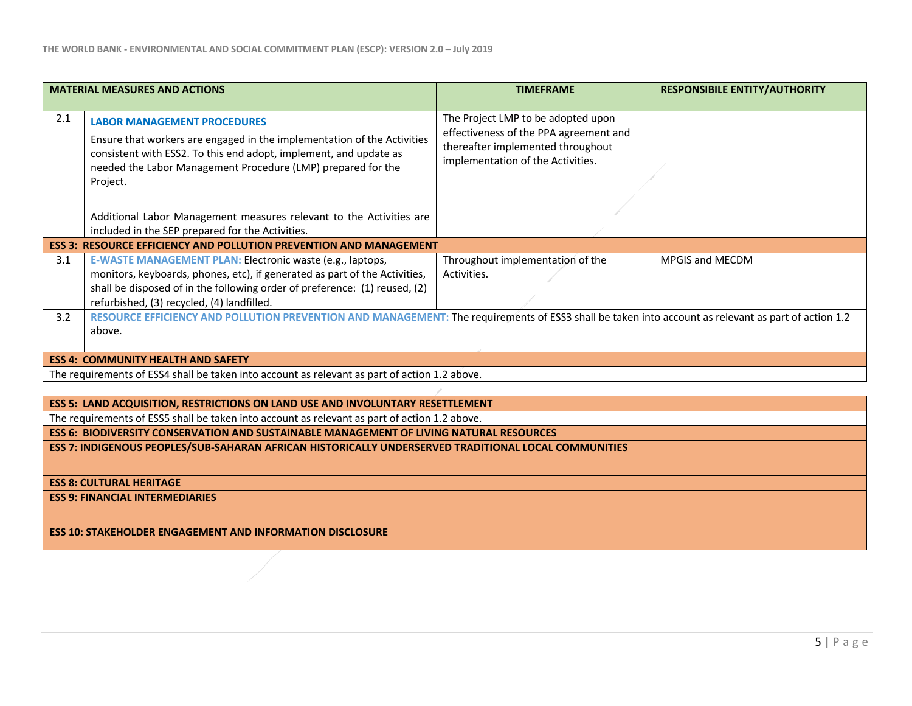| | MATERIAL MEASURES AND ACTIONS | TIMEFRAME | RESPONSIBILE ENTITY/AUTHORITY |
|---|---|---|---|
| 2.1 | **LABOR MANAGEMENT PROCEDURES** Ensure that workers are engaged in the implementation of the Activities consistent with ESS2. To this end adopt, implement, and update as needed the Labor Management Procedure (LMP) prepared for the Project. Additional Labor Management measures relevant to the Activities are included in the SEP prepared for the Activities. | The Project LMP to be adopted upon effectiveness of the PPA agreement and thereafter implemented throughout implementation of the Activities. | |
| **ESS 3: RESOURCE EFFICIENCY AND POLLUTION PREVENTION AND MANAGEMENT** | | | |
| 3.1 | **E-WASTE MANAGEMENT PLAN:** Electronic waste (e.g., laptops, monitors, keyboards, phones, etc), if generated as part of the Activities, shall be disposed of in the following order of preference: (1) reused, (2) refurbished, (3) recycled, (4) landfilled. | Throughout implementation of the Activities. | MPGIS and MECDM |
| 3.2 | **RESOURCE EFFICIENCY AND POLLUTION PREVENTION AND MANAGEMENT:** The requirements of ESS3 shall be taken into account as relevant as part of action 1.2 above. | | |
| **ESS 4: COMMUNITY HEALTH AND SAFETY** | | | |
| The requirements of ESS4 shall be taken into account as relevant as part of action 1.2 above. | | | |
| **ESS 5: LAND ACQUISITION, RESTRICTIONS ON LAND USE AND INVOLUNTARY RESETTLEMENT** | | | |
| The requirements of ESS5 shall be taken into account as relevant as part of action 1.2 above. | | | |
| **ESS 6: BIODIVERSITY CONSERVATION AND SUSTAINABLE MANAGEMENT OF LIVING NATURAL RESOURCES** | | | |
| **ESS 7: INDIGENOUS PEOPLES/SUB-SAHARAN AFRICAN HISTORICALLY UNDERSERVED TRADITIONAL LOCAL COMMUNITIES** | | | |
| **ESS 8: CULTURAL HERITAGE** | | | |
| **ESS 9: FINANCIAL INTERMEDIARIES** | | | |
| **ESS 10: STAKEHOLDER ENGAGEMENT AND INFORMATION DISCLOSURE** | | | |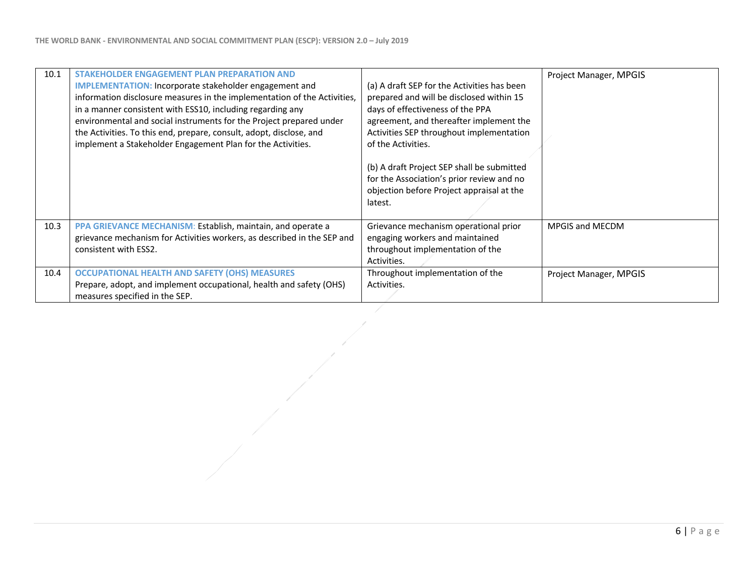| | | | |
|---|---|---|---|
| 10.1 | **STAKEHOLDER ENGAGEMENT PLAN PREPARATION AND IMPLEMENTATION:** Incorporate stakeholder engagement and information disclosure measures in the implementation of the Activities, in a manner consistent with ESS10, including regarding any environmental and social instruments for the Project prepared under the Activities. To this end, prepare, consult, adopt, disclose, and implement a Stakeholder Engagement Plan for the Activities. | (a) A draft SEP for the Activities has been prepared and will be disclosed within 15 days of effectiveness of the PPA agreement, and thereafter implement the Activities SEP throughout implementation of the Activities.<br><br>(b) A draft Project SEP shall be submitted for the Association's prior review and no objection before Project appraisal at the latest. | Project Manager, MPGIS |
| 10.3 | **PPA GRIEVANCE MECHANISM**: Establish, maintain, and operate a grievance mechanism for Activities workers, as described in the SEP and consistent with ESS2. | Grievance mechanism operational prior engaging workers and maintained throughout implementation of the Activities. | MPGIS and MECDM |
| 10.4 | **OCCUPATIONAL HEALTH AND SAFETY (OHS) MEASURES** Prepare, adopt, and implement occupational, health and safety (OHS) measures specified in the SEP. | Throughout implementation of the Activities. | Project Manager, MPGIS |